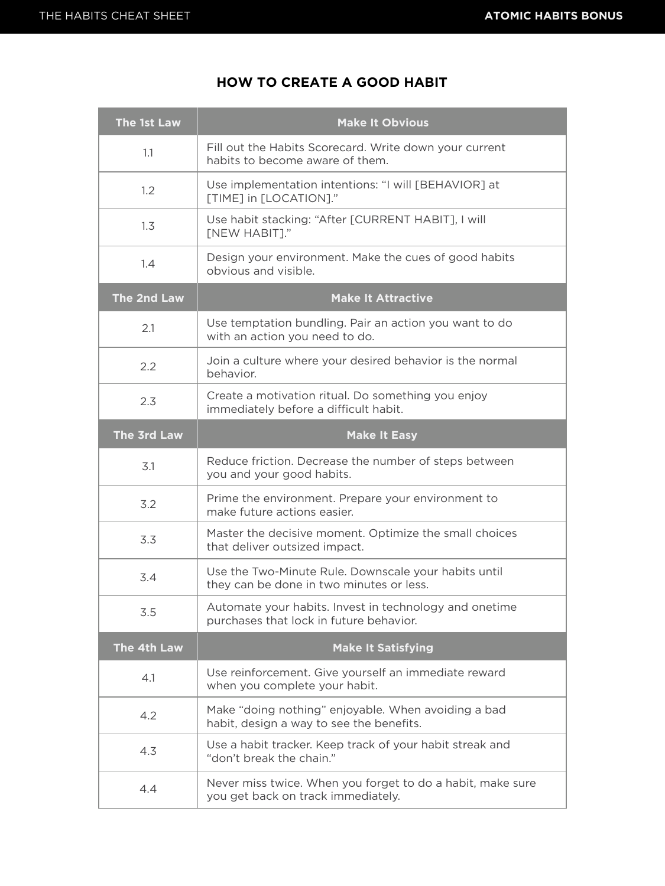# HOW TO CREATE A GOOD HABIT

| The 1st Law | Make It Obvious |
| --- | --- |
| 1.1 | Fill out the Habits Scorecard. Write down your current habits to become aware of them. |
| 1.2 | Use implementation intentions: "I will [BEHAVIOR] at [TIME] in [LOCATION]." |
| 1.3 | Use habit stacking: "After [CURRENT HABIT], I will [NEW HABIT]." |
| 1.4 | Design your environment. Make the cues of good habits obvious and visible. |
| **The 2nd Law** | **Make It Attractive** |
| 2.1 | Use temptation bundling. Pair an action you want to do with an action you need to do. |
| 2.2 | Join a culture where your desired behavior is the normal behavior. |
| 2.3 | Create a motivation ritual. Do something you enjoy immediately before a difficult habit. |
| **The 3rd Law** | **Make It Easy** |
| 3.1 | Reduce friction. Decrease the number of steps between you and your good habits. |
| 3.2 | Prime the environment. Prepare your environment to make future actions easier. |
| 3.3 | Master the decisive moment. Optimize the small choices that deliver outsized impact. |
| 3.4 | Use the Two-Minute Rule. Downscale your habits until they can be done in two minutes or less. |
| 3.5 | Automate your habits. Invest in technology and onetime purchases that lock in future behavior. |
| **The 4th Law** | **Make It Satisfying** |
| 4.1 | Use reinforcement. Give yourself an immediate reward when you complete your habit. |
| 4.2 | Make "doing nothing" enjoyable. When avoiding a bad habit, design a way to see the benefits. |
| 4.3 | Use a habit tracker. Keep track of your habit streak and "don't break the chain." |
| 4.4 | Never miss twice. When you forget to do a habit, make sure you get back on track immediately. |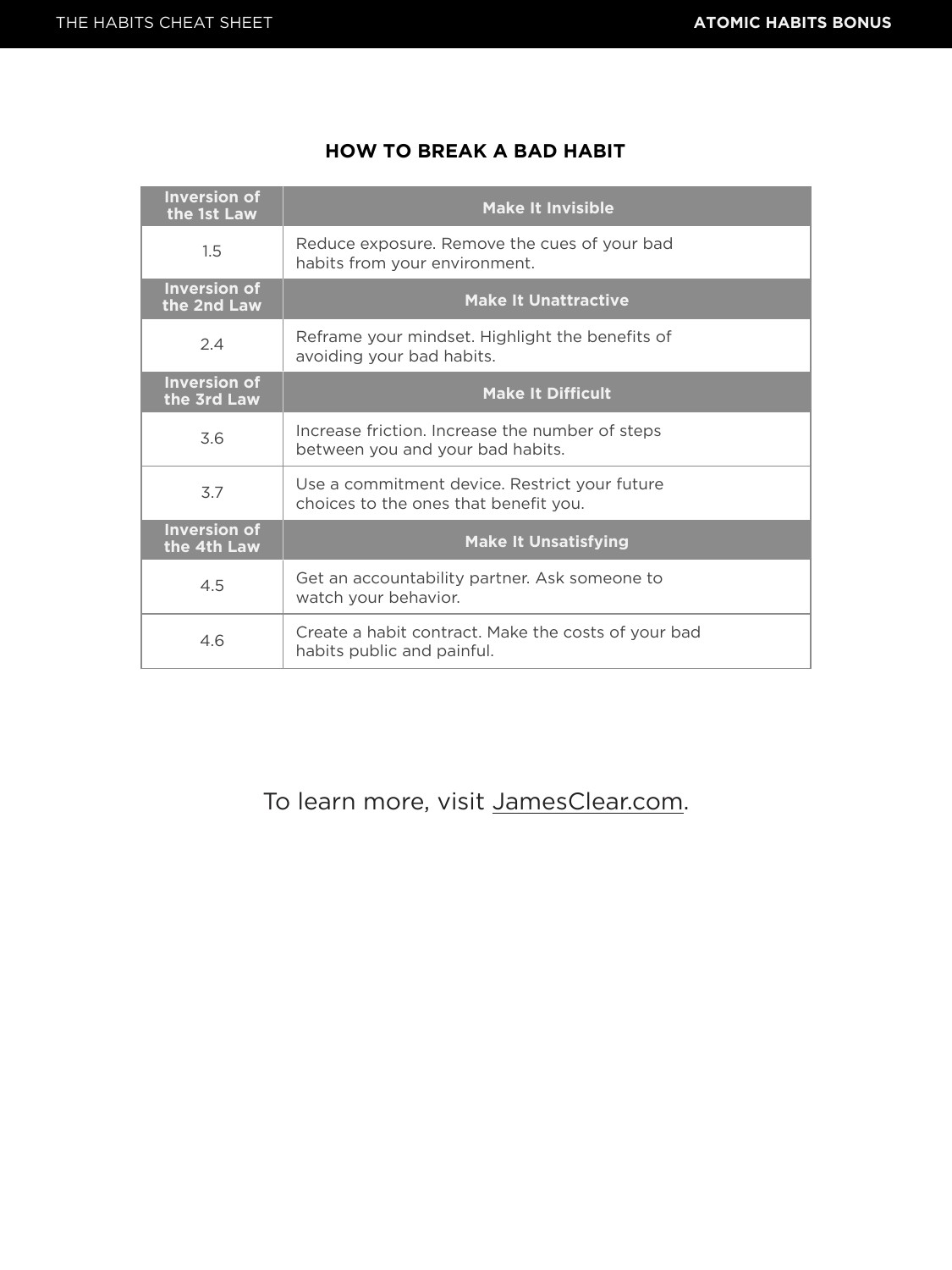## HOW TO BREAK A BAD HABIT

| Inversion of the 1st Law | Make It Invisible |
|---|---|
| 1.5 | Reduce exposure. Remove the cues of your bad habits from your environment. |
| **Inversion of the 2nd Law** | **Make It Unattractive** |
| 2.4 | Reframe your mindset. Highlight the benefits of avoiding your bad habits. |
| **Inversion of the 3rd Law** | **Make It Difficult** |
| 3.6 | Increase friction. Increase the number of steps between you and your bad habits. |
| 3.7 | Use a commitment device. Restrict your future choices to the ones that benefit you. |
| **Inversion of the 4th Law** | **Make It Unsatisfying** |
| 4.5 | Get an accountability partner. Ask someone to watch your behavior. |
| 4.6 | Create a habit contract. Make the costs of your bad habits public and painful. |

To learn more, visit JamesClear.com.